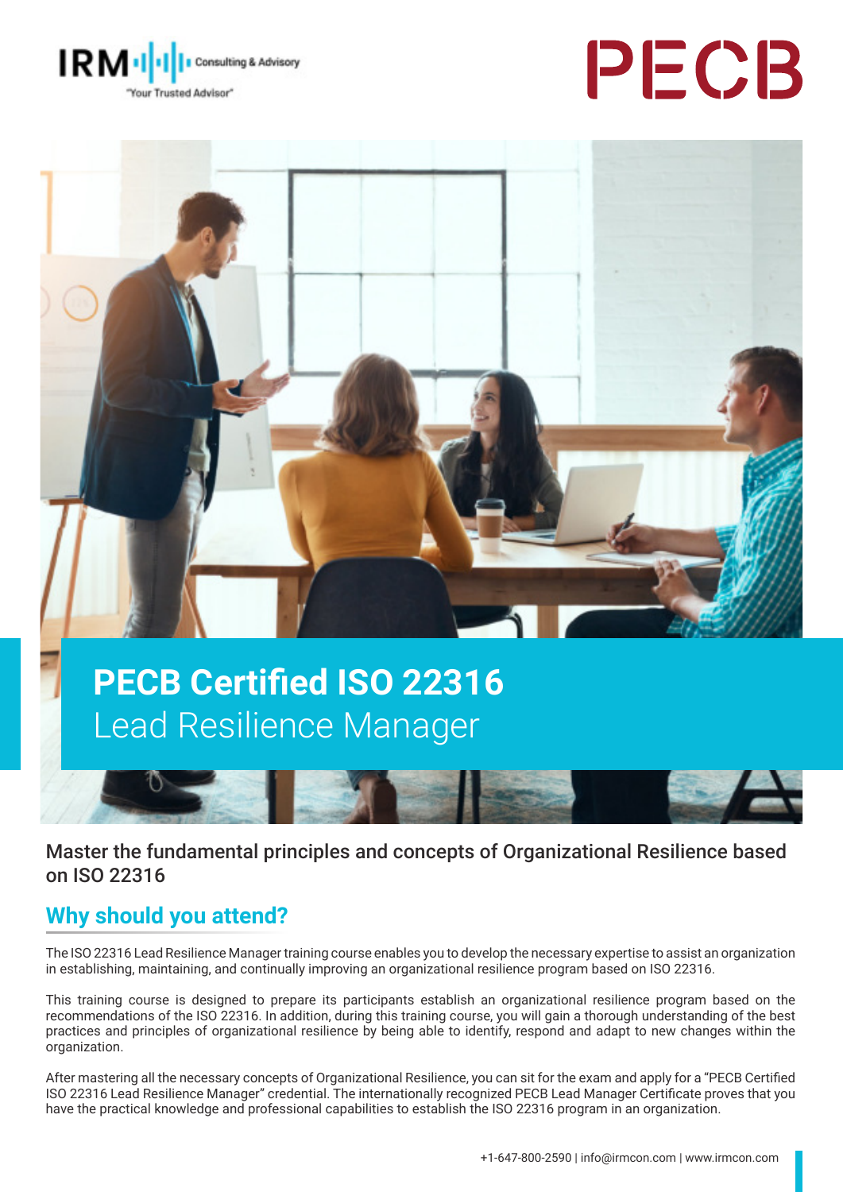# PECB Certified ISO 22316 Lead Resilience Manager

Master the fundamental principles and concepts of Organizational Resilience based on ISO 22316

## Why should you attend?

The ISO 22316 Lead Resilience Manager training course enables you to develop the necessary expertise to assist an organization in establishing, maintaining, and continually improving an organizational resilience program based on ISO 22316.

This training course is designed to prepare its participants establish an organizational resilience program based on the recommendations of the ISO 22316. In addition, during this training course, you will gain a thorough understanding of the best practices and principles of organizational resilience by being able to identify, respond and adapt to new changes within the organization.

After mastering all the necessary concepts of Organizational Resilience, you can sit for the exam and apply for a "PECB Certified ISO 22316 Lead Resilience Manager" credential. The internationally recognized PECB Lead Manager Certificate proves that you have the practical knowledge and professional capabilities to establish the ISO 22316 program in an organization.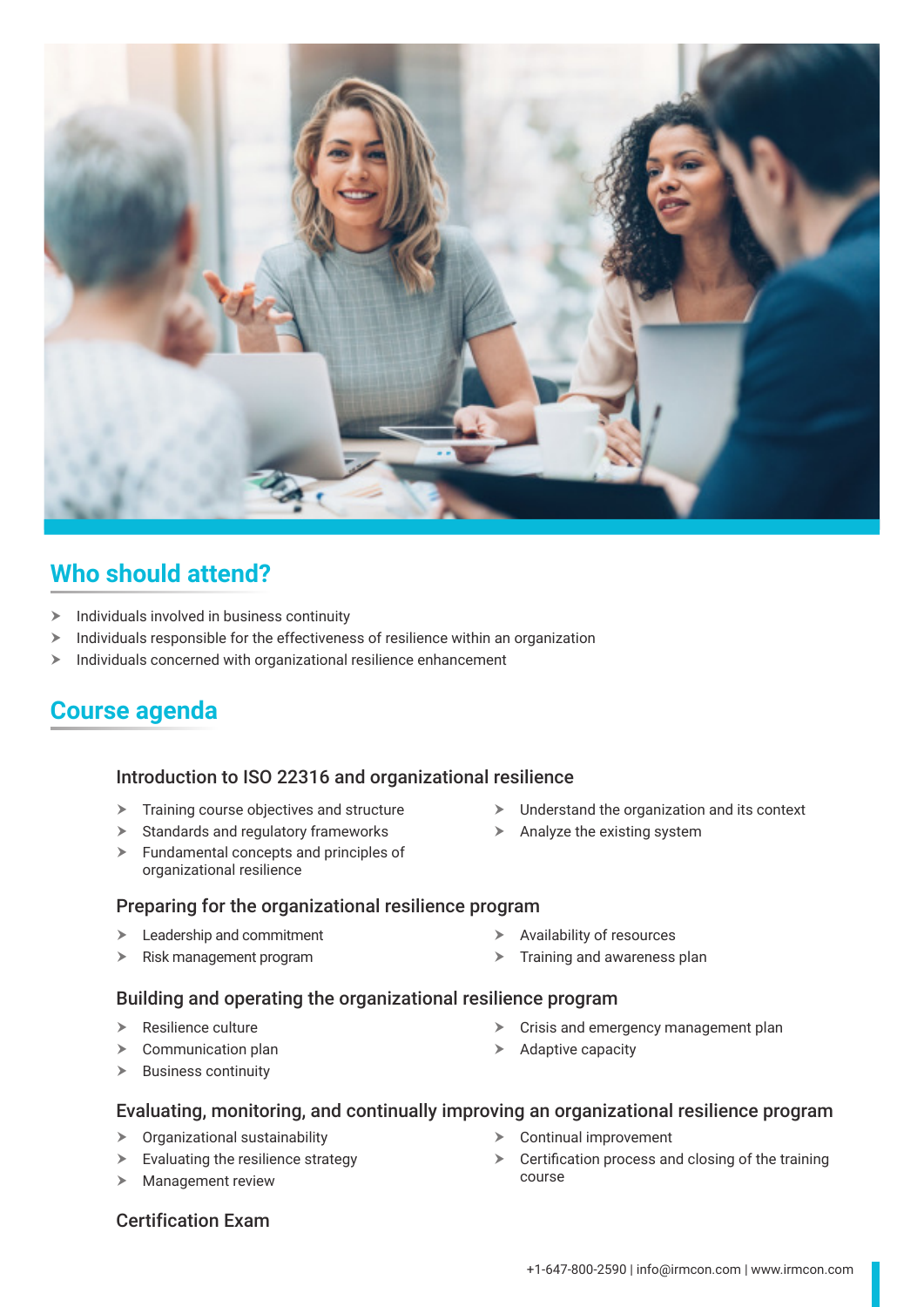## Who should attend?

- Individuals involved in business continuity
- Individuals responsible for the effectiveness of resilience within an organization
- Individuals concerned with organizational resilience enhancement

## Course agenda

### Introduction to ISO 22316 and organizational resilience

- Training course objectives and structure
- Standards and regulatory frameworks
- Fundamental concepts and principles of organizational resilience
- Understand the organization and its context
- Analyze the existing system

### Preparing for the organizational resilience program

- Leadership and commitment
- Risk management program
- Availability of resources
- Training and awareness plan

### Building and operating the organizational resilience program

- Resilience culture
- Communication plan
- Business continuity
- Crisis and emergency management plan
- Adaptive capacity

### Evaluating, monitoring, and continually improving an organizational resilience program

- Organizational sustainability
- Evaluating the resilience strategy
- Management review
- Continual improvement
- Certification process and closing of the training course

### Certification Exam

+1-647-800-2590 | info@irmcon.com | www.irmcon.com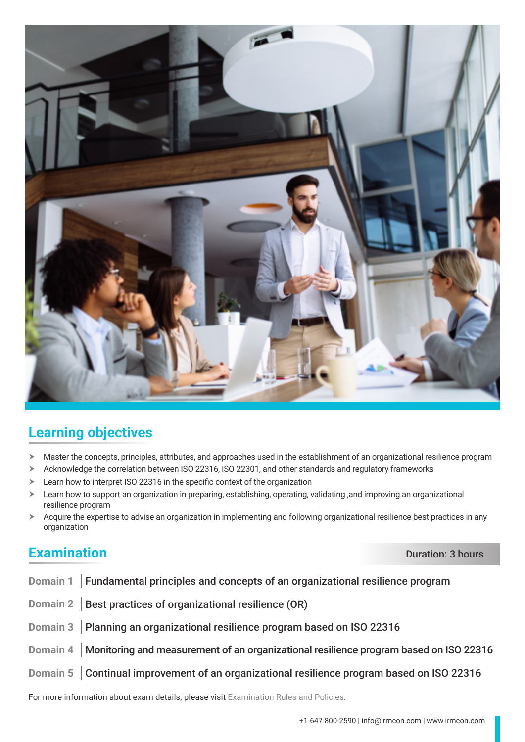## Learning objectives

- Master the concepts, principles, attributes, and approaches used in the establishment of an organizational resilience program
- Acknowledge the correlation between ISO 22316, ISO 22301, and other standards and regulatory frameworks
- Learn how to interpret ISO 22316 in the specific context of the organization
- Learn how to support an organization in preparing, establishing, operating, validating ,and improving an organizational resilience program
- Acquire the expertise to advise an organization in implementing and following organizational resilience best practices in any organization

## Examination

Duration: 3 hours

**Domain 1** | Fundamental principles and concepts of an organizational resilience program

**Domain 2** | Best practices of organizational resilience (OR)

**Domain 3** | Planning an organizational resilience program based on ISO 22316

**Domain 4** | Monitoring and measurement of an organizational resilience program based on ISO 22316

**Domain 5** | Continual improvement of an organizational resilience program based on ISO 22316

For more information about exam details, please visit Examination Rules and Policies.

+1-647-800-2590 | info@irmcon.com | www.irmcon.com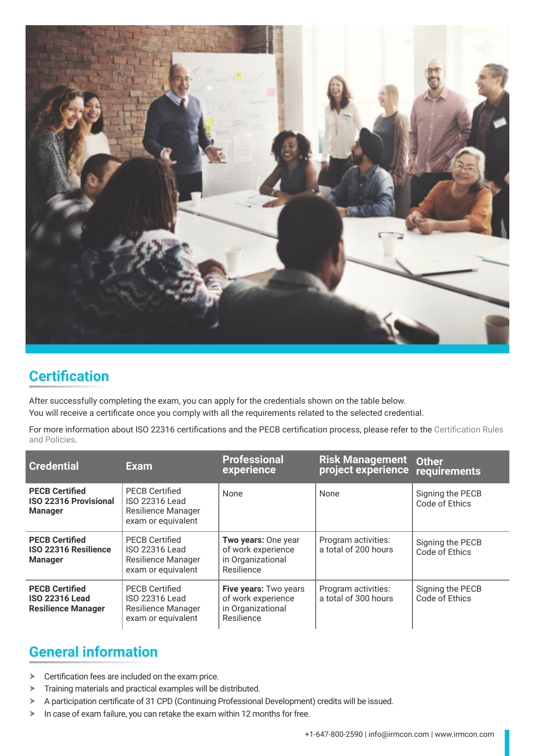## Certification

After successfully completing the exam, you can apply for the credentials shown on the table below.
You will receive a certificate once you comply with all the requirements related to the selected credential.

For more information about ISO 22316 certifications and the PECB certification process, please refer to the Certification Rules and Policies.

| Credential | Exam | Professional experience | Risk Management project experience | Other requirements |
|---|---|---|---|---|
| **PECB Certified ISO 22316 Provisional Manager** | PECB Certified ISO 22316 Lead Resilience Manager exam or equivalent | None | None | Signing the PECB Code of Ethics |
| **PECB Certified ISO 22316 Resilience Manager** | PECB Certified ISO 22316 Lead Resilience Manager exam or equivalent | **Two years:** One year of work experience in Organizational Resilience | Program activities: a total of 200 hours | Signing the PECB Code of Ethics |
| **PECB Certified ISO 22316 Lead Resilience Manager** | PECB Certified ISO 22316 Lead Resilience Manager exam or equivalent | **Five years:** Two years of work experience in Organizational Resilience | Program activities: a total of 300 hours | Signing the PECB Code of Ethics |

## General information

- Certification fees are included on the exam price.
- Training materials and practical examples will be distributed.
- A participation certificate of 31 CPD (Continuing Professional Development) credits will be issued.
- In case of exam failure, you can retake the exam within 12 months for free.

+1-647-800-2590 | info@irmcon.com | www.irmcon.com